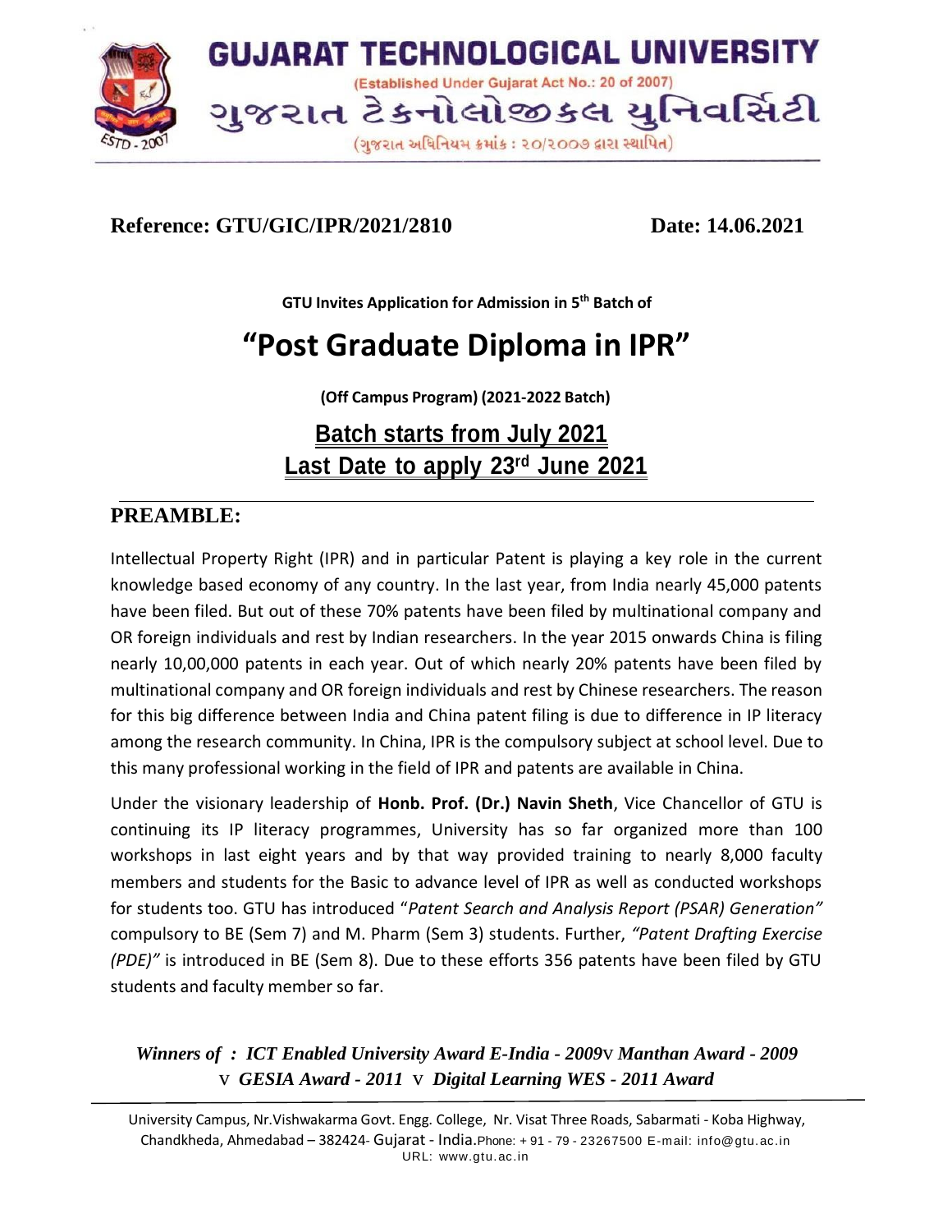# GUJARAT TECHNOLOGICAL UNIVERSITY

(Established Under Gujarat Act No.: 20 of 2007)

ગુજરાત ટેકનોલોજીકલ યુનિવર્સિટી

(ગુજરાત અધિનિયમ ક્રમાંક : ૨૦/૨૦૦૭ દ્વારા સ્થાપિત)

**Reference: GTU/GIC/IPR/2021/2810** **Date: 14.06.2021**

**GTU Invites Application for Admission in 5th Batch of**

# "Post Graduate Diploma in IPR"

**(Off Campus Program) (2021-2022 Batch)**

## Batch starts from July 2021
## Last Date to apply 23rd June 2021

## PREAMBLE:

Intellectual Property Right (IPR) and in particular Patent is playing a key role in the current knowledge based economy of any country. In the last year, from India nearly 45,000 patents have been filed. But out of these 70% patents have been filed by multinational company and OR foreign individuals and rest by Indian researchers. In the year 2015 onwards China is filing nearly 10,00,000 patents in each year. Out of which nearly 20% patents have been filed by multinational company and OR foreign individuals and rest by Chinese researchers. The reason for this big difference between India and China patent filing is due to difference in IP literacy among the research community. In China, IPR is the compulsory subject at school level. Due to this many professional working in the field of IPR and patents are available in China.

Under the visionary leadership of **Honb. Prof. (Dr.) Navin Sheth**, Vice Chancellor of GTU is continuing its IP literacy programmes, University has so far organized more than 100 workshops in last eight years and by that way provided training to nearly 8,000 faculty members and students for the Basic to advance level of IPR as well as conducted workshops for students too. GTU has introduced "*Patent Search and Analysis Report (PSAR) Generation"* compulsory to BE (Sem 7) and M. Pharm (Sem 3) students. Further, *"Patent Drafting Exercise (PDE)"* is introduced in BE (Sem 8). Due to these efforts 356 patents have been filed by GTU students and faculty member so far.

***Winners of : ICT Enabled University Award E-India - 2009* v *Manthan Award - 2009* v *GESIA Award - 2011* v *Digital Learning WES - 2011 Award***

University Campus, Nr.Vishwakarma Govt. Engg. College, Nr. Visat Three Roads, Sabarmati - Koba Highway, Chandkheda, Ahmedabad – 382424- Gujarat - India.Phone: + 91 - 79 - 23267500 E-mail: info@gtu.ac.in URL: www.gtu.ac.in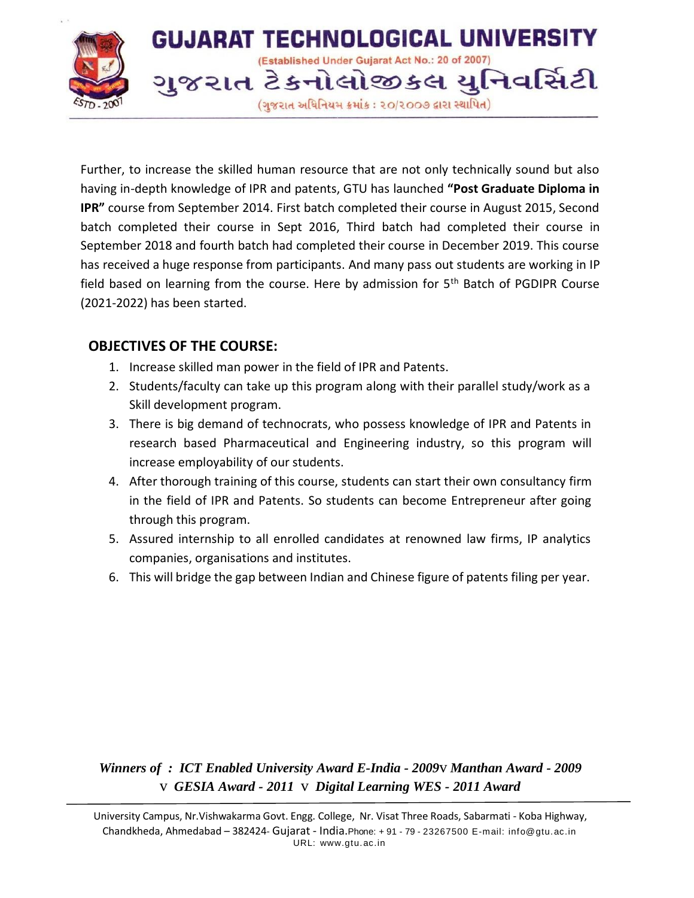Further, to increase the skilled human resource that are not only technically sound but also having in-depth knowledge of IPR and patents, GTU has launched **"Post Graduate Diploma in IPR"** course from September 2014. First batch completed their course in August 2015, Second batch completed their course in Sept 2016, Third batch had completed their course in September 2018 and fourth batch had completed their course in December 2019. This course has received a huge response from participants. And many pass out students are working in IP field based on learning from the course. Here by admission for 5th Batch of PGDIPR Course (2021-2022) has been started.

## OBJECTIVES OF THE COURSE:

1. Increase skilled man power in the field of IPR and Patents.
2. Students/faculty can take up this program along with their parallel study/work as a Skill development program.
3. There is big demand of technocrats, who possess knowledge of IPR and Patents in research based Pharmaceutical and Engineering industry, so this program will increase employability of our students.
4. After thorough training of this course, students can start their own consultancy firm in the field of IPR and Patents. So students can become Entrepreneur after going through this program.
5. Assured internship to all enrolled candidates at renowned law firms, IP analytics companies, organisations and institutes.
6. This will bridge the gap between Indian and Chinese figure of patents filing per year.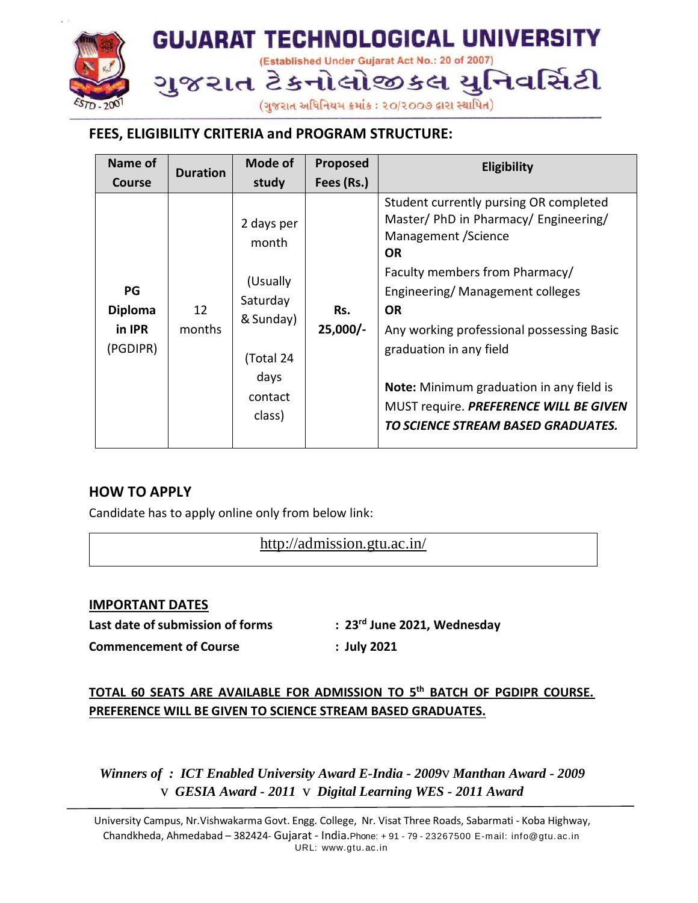## FEES, ELIGIBILITY CRITERIA and PROGRAM STRUCTURE:

| Name of Course | Duration | Mode of study | Proposed Fees (Rs.) | Eligibility |
|---|---|---|---|---|
| **PG Diploma in IPR** (PGDIPR) | 12 months | 2 days per month (Usually Saturday & Sunday) (Total 24 days contact class) | **Rs. 25,000/-** | Student currently pursing OR completed Master/ PhD in Pharmacy/ Engineering/ Management /Science **OR** Faculty members from Pharmacy/ Engineering/ Management colleges **OR** Any working professional possessing Basic graduation in any field **Note:** Minimum graduation in any field is MUST require. ***PREFERENCE WILL BE GIVEN TO SCIENCE STREAM BASED GRADUATES.*** |

## HOW TO APPLY

Candidate has to apply online only from below link:

http://admission.gtu.ac.in/

## IMPORTANT DATES

**Last date of submission of forms** : **23rd June 2021, Wednesday**

**Commencement of Course** : **July 2021**

**TOTAL 60 SEATS ARE AVAILABLE FOR ADMISSION TO 5th BATCH OF PGDIPR COURSE. PREFERENCE WILL BE GIVEN TO SCIENCE STREAM BASED GRADUATES.**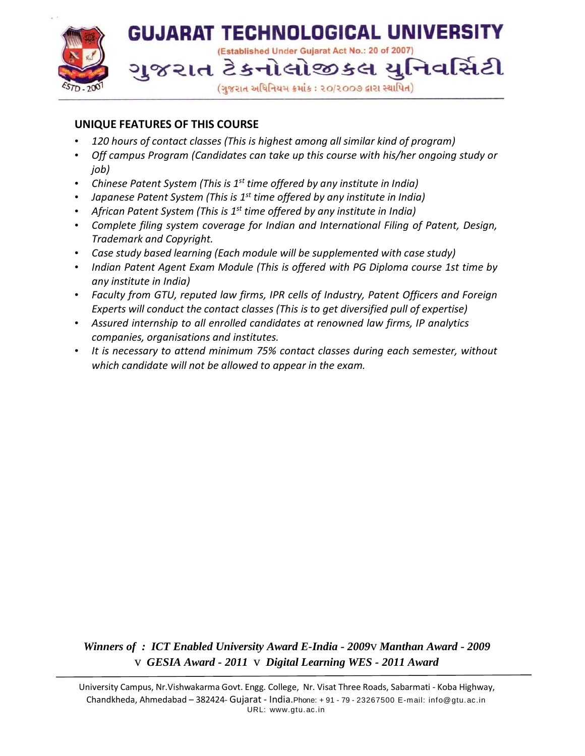## UNIQUE FEATURES OF THIS COURSE

- *120 hours of contact classes (This is highest among all similar kind of program)*
- *Off campus Program (Candidates can take up this course with his/her ongoing study or job)*
- *Chinese Patent System (This is 1st time offered by any institute in India)*
- *Japanese Patent System (This is 1st time offered by any institute in India)*
- *African Patent System (This is 1st time offered by any institute in India)*
- *Complete filing system coverage for Indian and International Filing of Patent, Design, Trademark and Copyright.*
- *Case study based learning (Each module will be supplemented with case study)*
- *Indian Patent Agent Exam Module (This is offered with PG Diploma course 1st time by any institute in India)*
- *Faculty from GTU, reputed law firms, IPR cells of Industry, Patent Officers and Foreign Experts will conduct the contact classes (This is to get diversified pull of expertise)*
- *Assured internship to all enrolled candidates at renowned law firms, IP analytics companies, organisations and institutes.*
- *It is necessary to attend minimum 75% contact classes during each semester, without which candidate will not be allowed to appear in the exam.*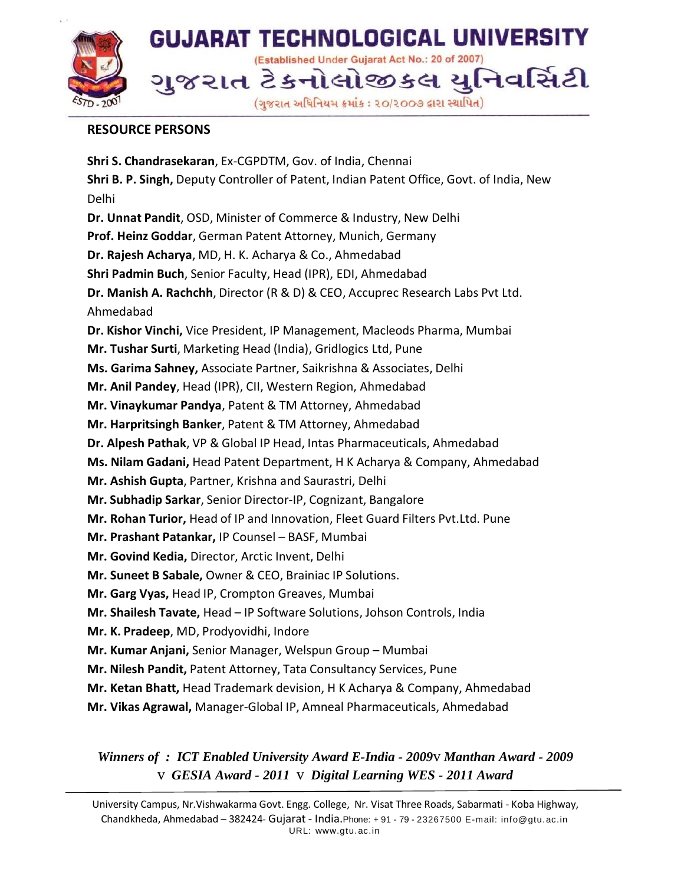## RESOURCE PERSONS

**Shri S. Chandrasekaran**, Ex-CGPDTM, Gov. of India, Chennai
**Shri B. P. Singh,** Deputy Controller of Patent, Indian Patent Office, Govt. of India, New Delhi
**Dr. Unnat Pandit**, OSD, Minister of Commerce & Industry, New Delhi
**Prof. Heinz Goddar**, German Patent Attorney, Munich, Germany
**Dr. Rajesh Acharya**, MD, H. K. Acharya & Co., Ahmedabad
**Shri Padmin Buch**, Senior Faculty, Head (IPR), EDI, Ahmedabad
**Dr. Manish A. Rachchh**, Director (R & D) & CEO, Accuprec Research Labs Pvt Ltd. Ahmedabad
**Dr. Kishor Vinchi,** Vice President, IP Management, Macleods Pharma, Mumbai
**Mr. Tushar Surti**, Marketing Head (India), Gridlogics Ltd, Pune
**Ms. Garima Sahney,** Associate Partner, Saikrishna & Associates, Delhi
**Mr. Anil Pandey**, Head (IPR), CII, Western Region, Ahmedabad
**Mr. Vinaykumar Pandya**, Patent & TM Attorney, Ahmedabad
**Mr. Harpritsingh Banker**, Patent & TM Attorney, Ahmedabad
**Dr. Alpesh Pathak**, VP & Global IP Head, Intas Pharmaceuticals, Ahmedabad
**Ms. Nilam Gadani,** Head Patent Department, H K Acharya & Company, Ahmedabad
**Mr. Ashish Gupta**, Partner, Krishna and Saurastri, Delhi
**Mr. Subhadip Sarkar**, Senior Director-IP, Cognizant, Bangalore
**Mr. Rohan Turior,** Head of IP and Innovation, Fleet Guard Filters Pvt.Ltd. Pune
**Mr. Prashant Patankar,** IP Counsel – BASF, Mumbai
**Mr. Govind Kedia,** Director, Arctic Invent, Delhi
**Mr. Suneet B Sabale,** Owner & CEO, Brainiac IP Solutions.
**Mr. Garg Vyas,** Head IP, Crompton Greaves, Mumbai
**Mr. Shailesh Tavate,** Head – IP Software Solutions, Johson Controls, India
**Mr. K. Pradeep**, MD, Prodyovidhi, Indore
**Mr. Kumar Anjani,** Senior Manager, Welspun Group – Mumbai
**Mr. Nilesh Pandit,** Patent Attorney, Tata Consultancy Services, Pune
**Mr. Ketan Bhatt,** Head Trademark devision, H K Acharya & Company, Ahmedabad
**Mr. Vikas Agrawal,** Manager-Global IP, Amneal Pharmaceuticals, Ahmedabad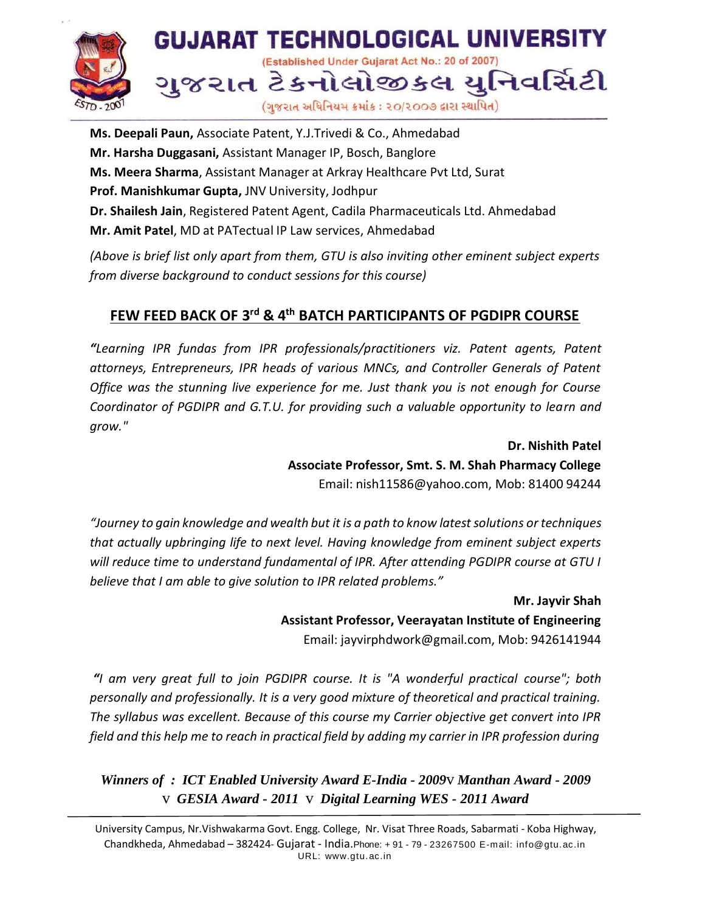**Ms. Deepali Paun,** Associate Patent, Y.J.Trivedi & Co., Ahmedabad
**Mr. Harsha Duggasani,** Assistant Manager IP, Bosch, Banglore
**Ms. Meera Sharma**, Assistant Manager at Arkray Healthcare Pvt Ltd, Surat
**Prof. Manishkumar Gupta,** JNV University, Jodhpur
**Dr. Shailesh Jain**, Registered Patent Agent, Cadila Pharmaceuticals Ltd. Ahmedabad
**Mr. Amit Patel**, MD at PATectual IP Law services, Ahmedabad

*(Above is brief list only apart from them, GTU is also inviting other eminent subject experts from diverse background to conduct sessions for this course)*

## FEW FEED BACK OF 3rd & 4th BATCH PARTICIPANTS OF PGDIPR COURSE

*"Learning IPR fundas from IPR professionals/practitioners viz. Patent agents, Patent attorneys, Entrepreneurs, IPR heads of various MNCs, and Controller Generals of Patent Office was the stunning live experience for me. Just thank you is not enough for Course Coordinator of PGDIPR and G.T.U. for providing such a valuable opportunity to learn and grow."*

**Dr. Nishith Patel**
**Associate Professor, Smt. S. M. Shah Pharmacy College**
Email: nish11586@yahoo.com, Mob: 81400 94244

*"Journey to gain knowledge and wealth but it is a path to know latest solutions or techniques that actually upbringing life to next level. Having knowledge from eminent subject experts will reduce time to understand fundamental of IPR. After attending PGDIPR course at GTU I believe that I am able to give solution to IPR related problems."*

**Mr. Jayvir Shah**
**Assistant Professor, Veerayatan Institute of Engineering**
Email: jayvirphdwork@gmail.com, Mob: 9426141944

*"I am very great full to join PGDIPR course. It is "A wonderful practical course"; both personally and professionally. It is a very good mixture of theoretical and practical training. The syllabus was excellent. Because of this course my Carrier objective get convert into IPR field and this help me to reach in practical field by adding my carrier in IPR profession during*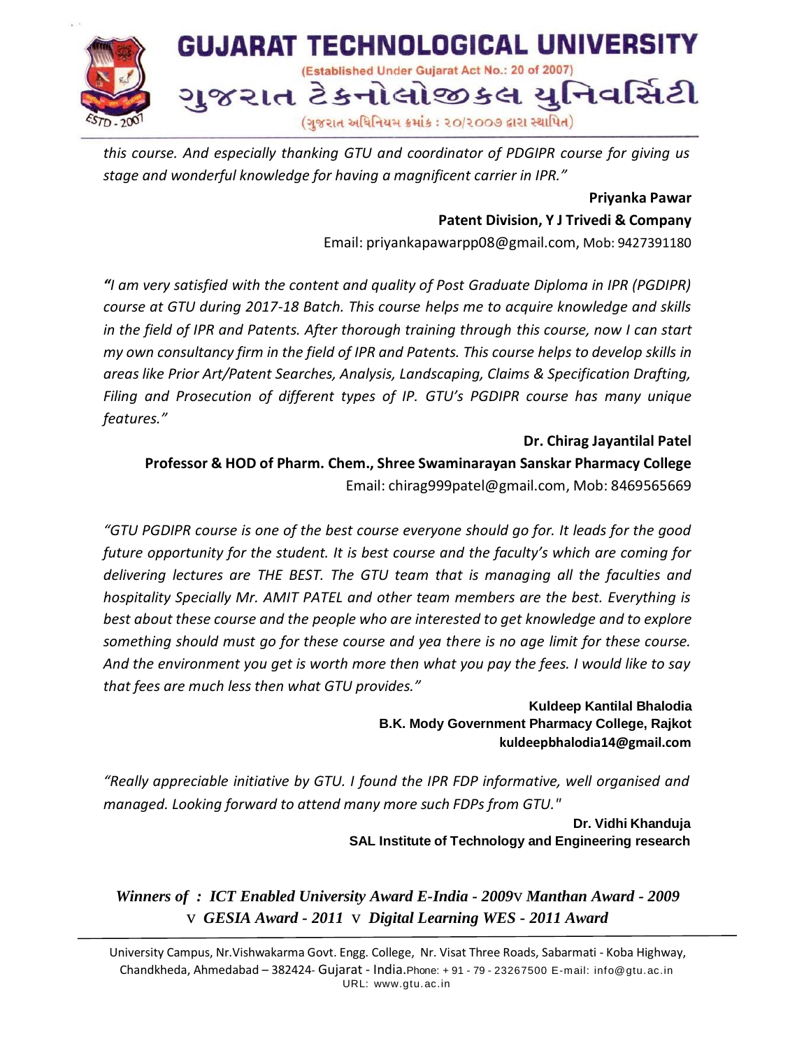*this course. And especially thanking GTU and coordinator of PDGIPR course for giving us stage and wonderful knowledge for having a magnificent carrier in IPR."*

**Priyanka Pawar**
**Patent Division, Y J Trivedi & Company**
Email: priyankapawarpp08@gmail.com, Mob: 9427391180

***"****I am very satisfied with the content and quality of Post Graduate Diploma in IPR (PGDIPR) course at GTU during 2017-18 Batch. This course helps me to acquire knowledge and skills in the field of IPR and Patents. After thorough training through this course, now I can start my own consultancy firm in the field of IPR and Patents. This course helps to develop skills in areas like Prior Art/Patent Searches, Analysis, Landscaping, Claims & Specification Drafting, Filing and Prosecution of different types of IP. GTU's PGDIPR course has many unique features."*

**Dr. Chirag Jayantilal Patel**
**Professor & HOD of Pharm. Chem., Shree Swaminarayan Sanskar Pharmacy College**
Email: chirag999patel@gmail.com, Mob: 8469565669

*"GTU PGDIPR course is one of the best course everyone should go for. It leads for the good future opportunity for the student. It is best course and the faculty's which are coming for delivering lectures are THE BEST. The GTU team that is managing all the faculties and hospitality Specially Mr. AMIT PATEL and other team members are the best. Everything is best about these course and the people who are interested to get knowledge and to explore something should must go for these course and yea there is no age limit for these course. And the environment you get is worth more then what you pay the fees. I would like to say that fees are much less then what GTU provides."*

**Kuldeep Kantilal Bhalodia**
**B.K. Mody Government Pharmacy College, Rajkot**
**kuldeepbhalodia14@gmail.com**

*"Really appreciable initiative by GTU. I found the IPR FDP informative, well organised and managed. Looking forward to attend many more such FDPs from GTU."*

**Dr. Vidhi Khanduja**
**SAL Institute of Technology and Engineering research**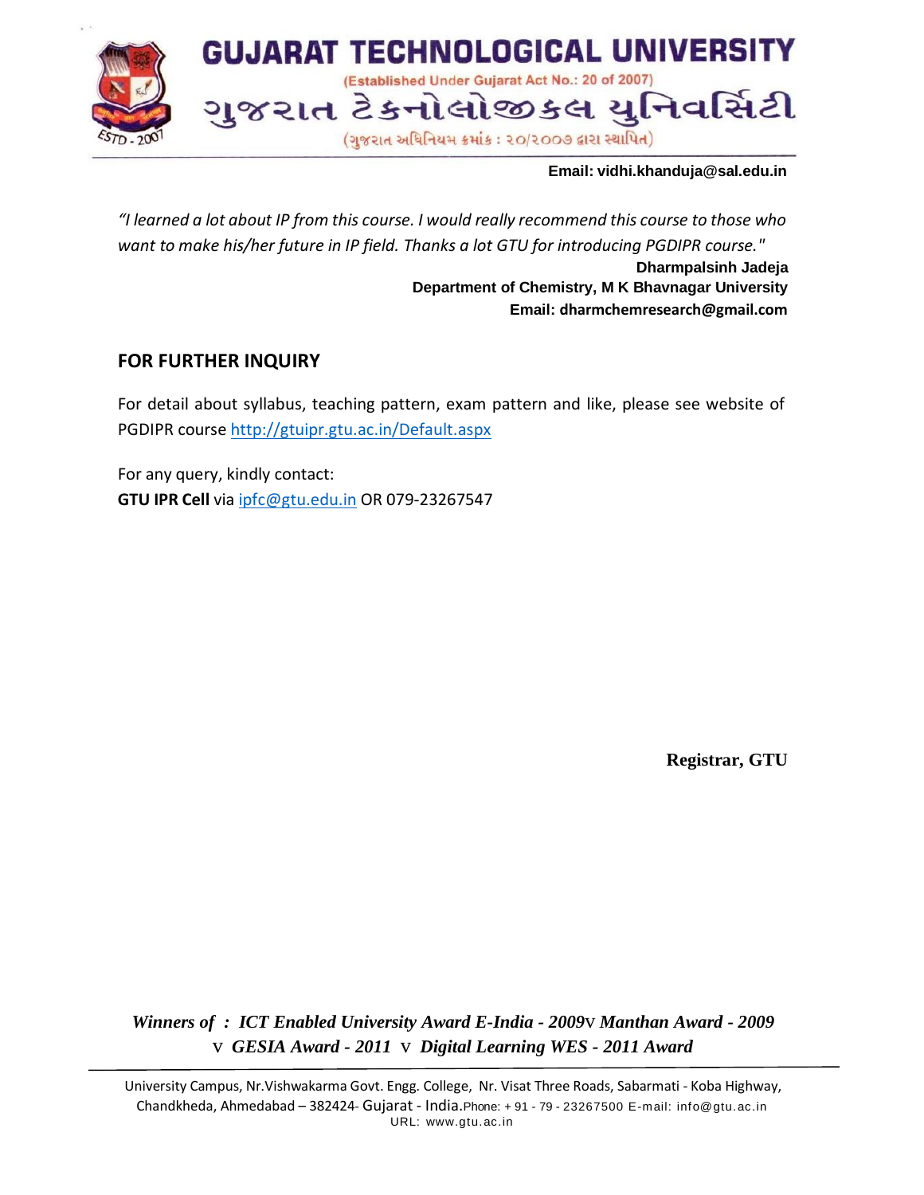Email: vidhi.khanduja@sal.edu.in

*"I learned a lot about IP from this course. I would really recommend this course to those who want to make his/her future in IP field. Thanks a lot GTU for introducing PGDIPR course."*

**Dharmpalsinh Jadeja**
**Department of Chemistry, M K Bhavnagar University**
**Email: dharmchemresearch@gmail.com**

## FOR FURTHER INQUIRY

For detail about syllabus, teaching pattern, exam pattern and like, please see website of PGDIPR course http://gtuipr.gtu.ac.in/Default.aspx

For any query, kindly contact:
**GTU IPR Cell** via ipfc@gtu.edu.in OR 079-23267547

**Registrar, GTU**